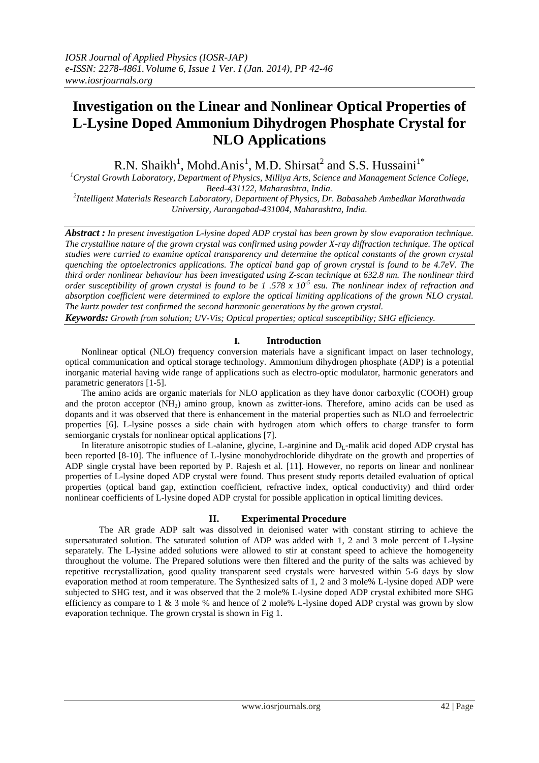# Investigation on the Linear and Nonlinear Optical Properties of L-Lysine Doped Ammonium Dihydrogen Phosphate Crystal for NLO Applications

R.N. Shaikh[1], Mohd.Anis[1], M.D. Shirsat[2] and S.S. Hussaini[1*]

[1]Crystal Growth Laboratory, Department of Physics, Milliya Arts, Science and Management Science College, Beed-431122, Maharashtra, India.

[2]Intelligent Materials Research Laboratory, Department of Physics, Dr. Babasaheb Ambedkar Marathwada University, Aurangabad-431004, Maharashtra, India.

***Abstract :*** *In present investigation L-lysine doped ADP crystal has been grown by slow evaporation technique. The crystalline nature of the grown crystal was confirmed using powder X-ray diffraction technique. The optical studies were carried to examine optical transparency and determine the optical constants of the grown crystal quenching the optoelectronics applications. The optical band gap of grown crystal is found to be 4.7eV. The third order nonlinear behaviour has been investigated using Z-scan technique at 632.8 nm. The nonlinear third order susceptibility of grown crystal is found to be 1 .578 x $10^{-5}$ esu. The nonlinear index of refraction and absorption coefficient were determined to explore the optical limiting applications of the grown NLO crystal. The kurtz powder test confirmed the second harmonic generations by the grown crystal.*

***Keywords:*** *Growth from solution; UV-Vis; Optical properties; optical susceptibility; SHG efficiency.*

## I. Introduction

Nonlinear optical (NLO) frequency conversion materials have a significant impact on laser technology, optical communication and optical storage technology. Ammonium dihydrogen phosphate (ADP) is a potential inorganic material having wide range of applications such as electro-optic modulator, harmonic generators and parametric generators [1-5].

The amino acids are organic materials for NLO application as they have donor carboxylic (COOH) group and the proton acceptor ($NH_2$) amino group, known as zwitter-ions. Therefore, amino acids can be used as dopants and it was observed that there is enhancement in the material properties such as NLO and ferroelectric properties [6]. L-lysine posses a side chain with hydrogen atom which offers to charge transfer to form semiorganic crystals for nonlinear optical applications [7].

In literature anisotropic studies of L-alanine, glycine, L-arginine and $D_L$-malik acid doped ADP crystal has been reported [8-10]. The influence of L-lysine monohydrochloride dihydrate on the growth and properties of ADP single crystal have been reported by P. Rajesh et al. [11]. However, no reports on linear and nonlinear properties of L-lysine doped ADP crystal were found. Thus present study reports detailed evaluation of optical properties (optical band gap, extinction coefficient, refractive index, optical conductivity) and third order nonlinear coefficients of L-lysine doped ADP crystal for possible application in optical limiting devices.

## II. Experimental Procedure

The AR grade ADP salt was dissolved in deionised water with constant stirring to achieve the supersaturated solution. The saturated solution of ADP was added with 1, 2 and 3 mole percent of L-lysine separately. The L-lysine added solutions were allowed to stir at constant speed to achieve the homogeneity throughout the volume. The Prepared solutions were then filtered and the purity of the salts was achieved by repetitive recrystallization, good quality transparent seed crystals were harvested within 5-6 days by slow evaporation method at room temperature. The Synthesized salts of 1, 2 and 3 mole% L-lysine doped ADP were subjected to SHG test, and it was observed that the 2 mole% L-lysine doped ADP crystal exhibited more SHG efficiency as compare to 1 & 3 mole % and hence of 2 mole% L-lysine doped ADP crystal was grown by slow evaporation technique. The grown crystal is shown in Fig 1.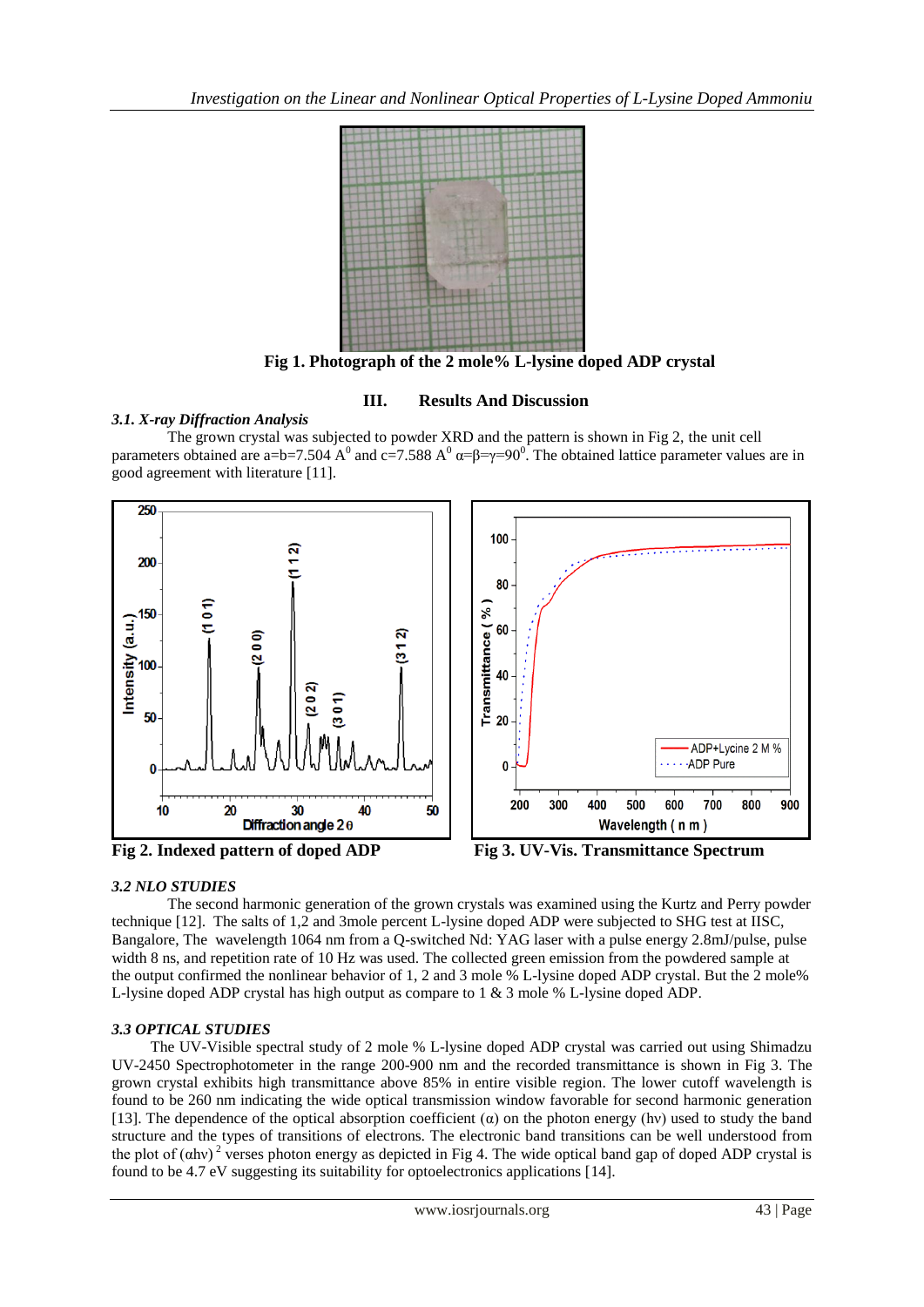Fig 1. Photograph of the 2 mole% L-lysine doped ADP crystal

## III. Results And Discussion

### *3.1. X-ray Diffraction Analysis*

The grown crystal was subjected to powder XRD and the pattern is shown in Fig 2, the unit cell parameters obtained are a=b=7.504 $A^0$ and c=7.588 $A^0$ $\alpha=\beta=\gamma=90^0$. The obtained lattice parameter values are in good agreement with literature [11].

250
200
150
100
50
0
Intensity (a.u.)
(1 0 1)
(2 0 0)
(1 1 2)
(2 0 2)
(3 0 1)
(3 1 2)
10
20
30
40
50
Diffraction angle 2θ

Fig 2. Indexed pattern of doped ADP

100
80
60
40
20
0
Transmittance ( % )
ADP+Lycine 2 M %
ADP Pure
200
300
400
500
600
700
800
900
Wavelength ( n m )

Fig 3. UV-Vis. Transmittance Spectrum

### *3.2 NLO STUDIES*

The second harmonic generation of the grown crystals was examined using the Kurtz and Perry powder technique [12]. The salts of 1,2 and 3mole percent L-lysine doped ADP were subjected to SHG test at IISC, Bangalore, The wavelength 1064 nm from a Q-switched Nd: YAG laser with a pulse energy 2.8mJ/pulse, pulse width 8 ns, and repetition rate of 10 Hz was used. The collected green emission from the powdered sample at the output confirmed the nonlinear behavior of 1, 2 and 3 mole % L-lysine doped ADP crystal. But the 2 mole% L-lysine doped ADP crystal has high output as compare to 1 & 3 mole % L-lysine doped ADP.

### *3.3 OPTICAL STUDIES*

The UV-Visible spectral study of 2 mole % L-lysine doped ADP crystal was carried out using Shimadzu UV-2450 Spectrophotometer in the range 200-900 nm and the recorded transmittance is shown in Fig 3. The grown crystal exhibits high transmittance above 85% in entire visible region. The lower cutoff wavelength is found to be 260 nm indicating the wide optical transmission window favorable for second harmonic generation [13]. The dependence of the optical absorption coefficient ($\alpha$) on the photon energy (hv) used to study the band structure and the types of transitions of electrons. The electronic band transitions can be well understood from the plot of $(\alpha h\nu)^2$ verses photon energy as depicted in Fig 4. The wide optical band gap of doped ADP crystal is found to be 4.7 eV suggesting its suitability for optoelectronics applications [14].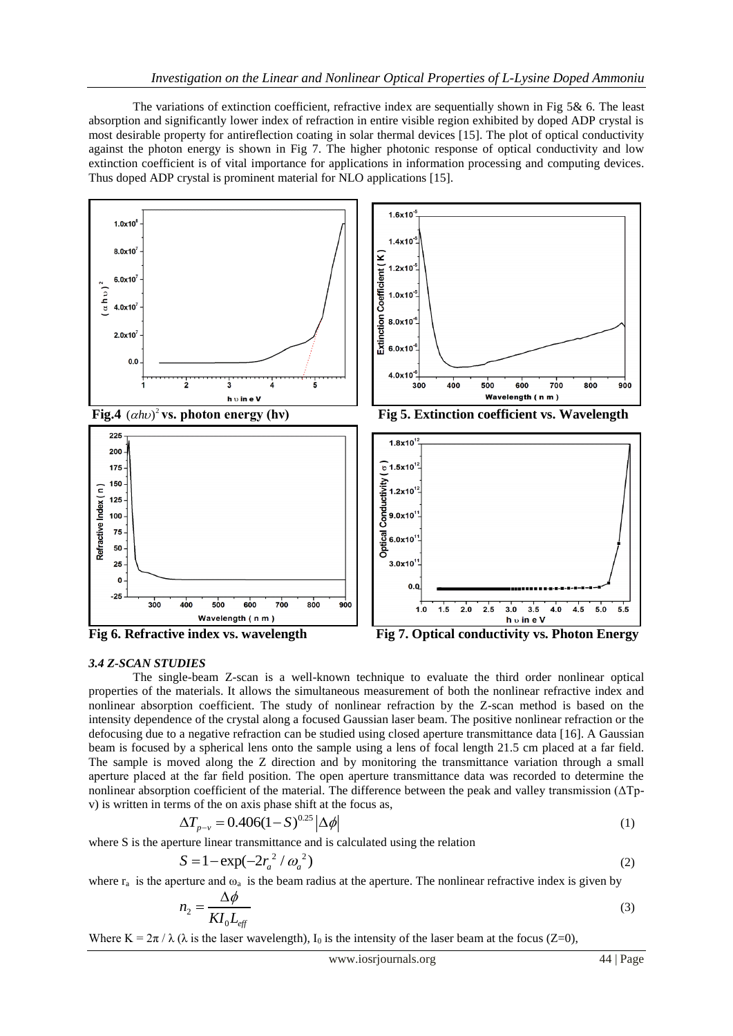The variations of extinction coefficient, refractive index are sequentially shown in Fig 5& 6. The least absorption and significantly lower index of refraction in entire visible region exhibited by doped ADP crystal is most desirable property for antireflection coating in solar thermal devices [15]. The plot of optical conductivity against the photon energy is shown in Fig 7. The higher photonic response of optical conductivity and low extinction coefficient is of vital importance for applications in information processing and computing devices. Thus doped ADP crystal is prominent material for NLO applications [15].

$(\alpha h \upsilon)^2$

h υ in e V

**Fig.4** $(\alpha h\upsilon)^2$ **vs. photon energy (hv)**

Extinction Coefficient ( K )

Wavelength ( n m )

**Fig 5. Extinction coefficient vs. Wavelength**

Refractive Index ( n )

Wavelength ( n m )

**Fig 6. Refractive index vs. wavelength**

Optical Conductivity ( σ )

h υ in e V

**Fig 7. Optical conductivity vs. Photon Energy**

### *3.4 Z-SCAN STUDIES*

The single-beam Z-scan is a well-known technique to evaluate the third order nonlinear optical properties of the materials. It allows the simultaneous measurement of both the nonlinear refractive index and nonlinear absorption coefficient. The study of nonlinear refraction by the Z-scan method is based on the intensity dependence of the crystal along a focused Gaussian laser beam. The positive nonlinear refraction or the defocusing due to a negative refraction can be studied using closed aperture transmittance data [16]. A Gaussian beam is focused by a spherical lens onto the sample using a lens of focal length 21.5 cm placed at a far field. The sample is moved along the Z direction and by monitoring the transmittance variation through a small aperture placed at the far field position. The open aperture transmittance data was recorded to determine the nonlinear absorption coefficient of the material. The difference between the peak and valley transmission ($\Delta T_{p-v}$) is written in terms of the on axis phase shift at the focus as,

$$\Delta T_{p-v} = 0.406(1-S)^{0.25}\left|\Delta\phi\right| \tag{1}$$

where S is the aperture linear transmittance and is calculated using the relation

$$S = 1-\exp(-2r_a^{\,2} / \omega_a^{\,2}) \tag{2}$$

where $r_a$ is the aperture and $\omega_a$ is the beam radius at the aperture. The nonlinear refractive index is given by

$$n_2 = \frac{\Delta\phi}{KI_0 L_{eff}} \tag{3}$$

Where $K = 2\pi / \lambda$ ($\lambda$ is the laser wavelength), $I_0$ is the intensity of the laser beam at the focus (Z=0),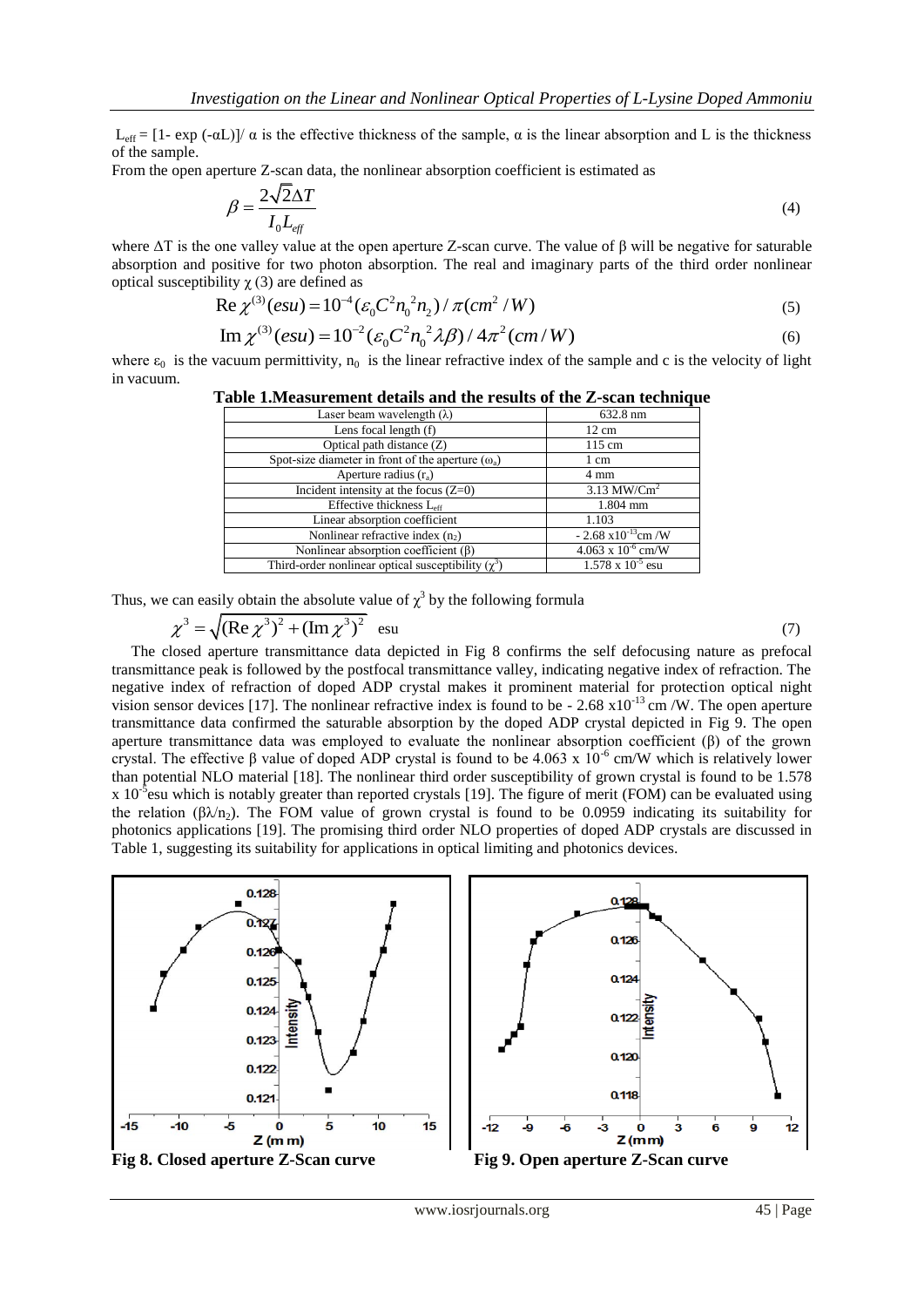$L_{eff} = [1- \exp(-\alpha L)]/\alpha$ is the effective thickness of the sample, $\alpha$ is the linear absorption and L is the thickness of the sample.

From the open aperture Z-scan data, the nonlinear absorption coefficient is estimated as

$$\beta = \frac{2\sqrt{2}\Delta T}{I_0 L_{eff}} \quad (4)$$

where $\Delta T$ is the one valley value at the open aperture Z-scan curve. The value of $\beta$ will be negative for saturable absorption and positive for two photon absorption. The real and imaginary parts of the third order nonlinear optical susceptibility $\chi$ (3) are defined as

$$\operatorname{Re}\chi^{(3)}(esu) = 10^{-4}(\varepsilon_0 C^2 n_0^{\,2} n_2)/\pi(cm^2/W) \quad (5)$$

$$\operatorname{Im}\chi^{(3)}(esu) = 10^{-2}(\varepsilon_0 C^2 n_0^{\,2}\lambda\beta)/4\pi^2(cm/W) \quad (6)$$

where $\varepsilon_0$ is the vacuum permittivity, $n_0$ is the linear refractive index of the sample and c is the velocity of light in vacuum.

**Table 1.Measurement details and the results of the Z-scan technique**

| | |
|---|---|
| Laser beam wavelength ($\lambda$) | 632.8 nm |
| Lens focal length (f) | 12 cm |
| Optical path distance (Z) | 115 cm |
| Spot-size diameter in front of the aperture ($\omega_a$) | 1 cm |
| Aperture radius ($r_a$) | 4 mm |
| Incident intensity at the focus (Z=0) | 3.13 MW/Cm$^2$ |
| Effective thickness $L_{eff}$ | 1.804 mm |
| Linear absorption coefficient | 1.103 |
| Nonlinear refractive index ($n_2$) | - 2.68 x$10^{-13}$cm /W |
| Nonlinear absorption coefficient ($\beta$) | 4.063 x $10^{-6}$ cm/W |
| Third-order nonlinear optical susceptibility ($\chi^3$) | 1.578 x $10^{-5}$ esu |

Thus, we can easily obtain the absolute value of $\chi^3$ by the following formula

$$\chi^3 = \sqrt{(\operatorname{Re}\chi^3)^2 + (\operatorname{Im}\chi^3)^2} \quad \text{esu} \quad (7)$$

The closed aperture transmittance data depicted in Fig 8 confirms the self defocusing nature as prefocal transmittance peak is followed by the postfocal transmittance valley, indicating negative index of refraction. The negative index of refraction of doped ADP crystal makes it prominent material for protection optical night vision sensor devices [17]. The nonlinear refractive index is found to be - 2.68 x$10^{-13}$ cm /W. The open aperture transmittance data confirmed the saturable absorption by the doped ADP crystal depicted in Fig 9. The open aperture transmittance data was employed to evaluate the nonlinear absorption coefficient ($\beta$) of the grown crystal. The effective $\beta$ value of doped ADP crystal is found to be 4.063 x $10^{-6}$ cm/W which is relatively lower than potential NLO material [18]. The nonlinear third order susceptibility of grown crystal is found to be 1.578 x $10^{-5}$esu which is notably greater than reported crystals [19]. The figure of merit (FOM) can be evaluated using the relation ($\beta\lambda/n_2$). The FOM value of grown crystal is found to be 0.0959 indicating its suitability for photonics applications [19]. The promising third order NLO properties of doped ADP crystals are discussed in Table 1, suggesting its suitability for applications in optical limiting and photonics devices.

0.128
0.127
0.126
0.125
0.124
0.123
0.122
0.121
Intensity
-15 -10 -5 0 5 10 15
Z (mm)

**Fig 8. Closed aperture Z-Scan curve**

0.128
0.126
0.124
0.122
0.120
0.118
Intensity
-12 -9 -6 -3 0 3 6 9 12
Z (mm)

**Fig 9. Open aperture Z-Scan curve**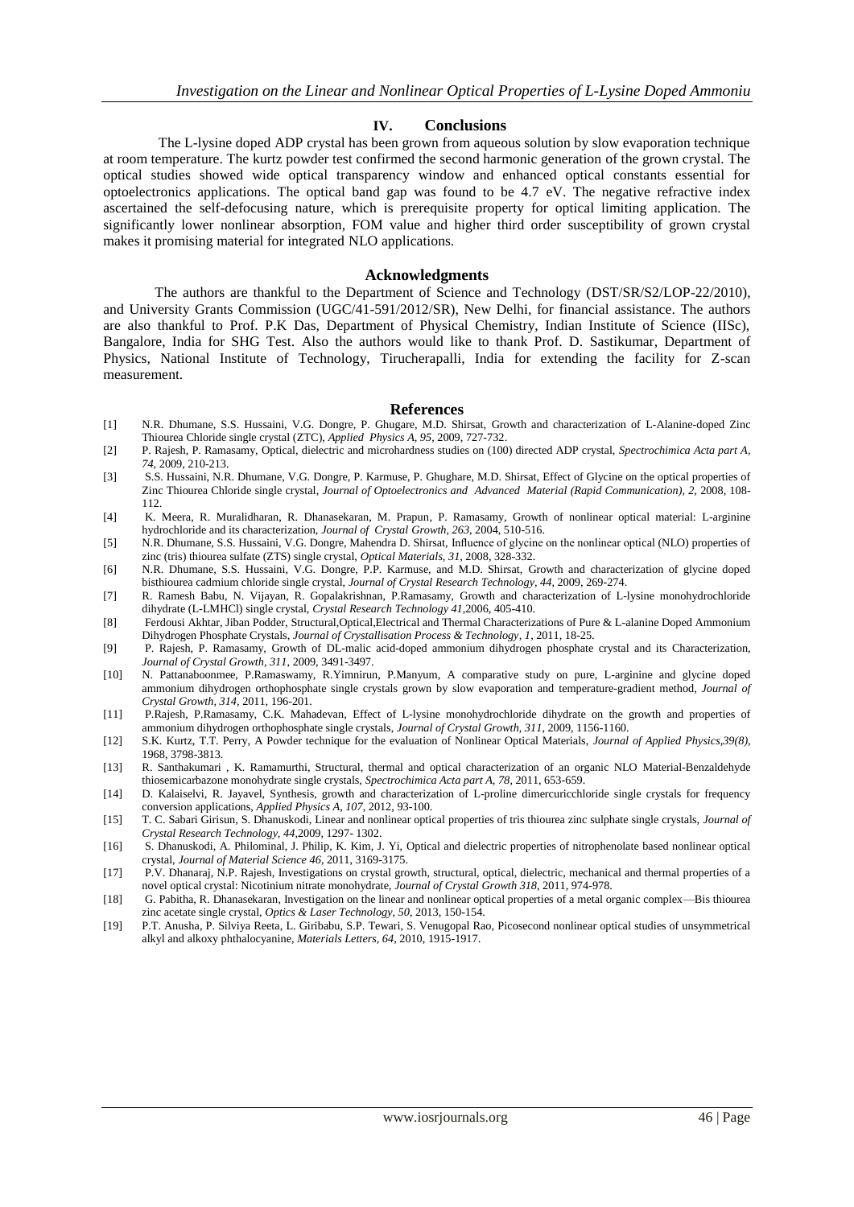## IV. Conclusions

The L-lysine doped ADP crystal has been grown from aqueous solution by slow evaporation technique at room temperature. The kurtz powder test confirmed the second harmonic generation of the grown crystal. The optical studies showed wide optical transparency window and enhanced optical constants essential for optoelectronics applications. The optical band gap was found to be 4.7 eV. The negative refractive index ascertained the self-defocusing nature, which is prerequisite property for optical limiting application. The significantly lower nonlinear absorption, FOM value and higher third order susceptibility of grown crystal makes it promising material for integrated NLO applications.

## Acknowledgments

The authors are thankful to the Department of Science and Technology (DST/SR/S2/LOP-22/2010), and University Grants Commission (UGC/41-591/2012/SR), New Delhi, for financial assistance. The authors are also thankful to Prof. P.K Das, Department of Physical Chemistry, Indian Institute of Science (IISc), Bangalore, India for SHG Test. Also the authors would like to thank Prof. D. Sastikumar, Department of Physics, National Institute of Technology, Tirucherapalli, India for extending the facility for Z-scan measurement.

## References

[1] N.R. Dhumane, S.S. Hussaini, V.G. Dongre, P. Ghugare, M.D. Shirsat, Growth and characterization of L-Alanine-doped Zinc Thiourea Chloride single crystal (ZTC), *Applied Physics A, 95*, 2009, 727-732.

[2] P. Rajesh, P. Ramasamy, Optical, dielectric and microhardness studies on (100) directed ADP crystal, *Spectrochimica Acta part A, 74*, 2009, 210-213.

[3] S.S. Hussaini, N.R. Dhumane, V.G. Dongre, P. Karmuse, P. Ghughare, M.D. Shirsat, Effect of Glycine on the optical properties of Zinc Thiourea Chloride single crystal, *Journal of Optoelectronics and Advanced Material (Rapid Communication), 2*, 2008, 108-112.

[4] K. Meera, R. Muralidharan, R. Dhanasekaran, M. Prapun, P. Ramasamy, Growth of nonlinear optical material: L-arginine hydrochloride and its characterization, *Journal of Crystal Growth, 263*, 2004, 510-516.

[5] N.R. Dhumane, S.S. Hussaini, V.G. Dongre, Mahendra D. Shirsat, Influence of glycine on the nonlinear optical (NLO) properties of zinc (tris) thiourea sulfate (ZTS) single crystal, *Optical Materials, 31*, 2008, 328-332.

[6] N.R. Dhumane, S.S. Hussaini, V.G. Dongre, P.P. Karmuse, and M.D. Shirsat, Growth and characterization of glycine doped bisthiourea cadmium chloride single crystal, *Journal of Crystal Research Technology, 44*, 2009, 269-274.

[7] R. Ramesh Babu, N. Vijayan, R. Gopalakrishnan, P.Ramasamy, Growth and characterization of L-lysine monohydrochloride dihydrate (L-LMHCl) single crystal, *Crystal Research Technology 41*,2006, 405-410.

[8] Ferdousi Akhtar, Jiban Podder, Structural,Optical,Electrical and Thermal Characterizations of Pure & L-alanine Doped Ammonium Dihydrogen Phosphate Crystals, *Journal of Crystallisation Process & Technology, 1*, 2011, 18-25.

[9] P. Rajesh, P. Ramasamy, Growth of DL-malic acid-doped ammonium dihydrogen phosphate crystal and its Characterization, *Journal of Crystal Growth, 311*, 2009, 3491-3497.

[10] N. Pattanaboonmee, P.Ramaswamy, R.Yimnirun, P.Manyum, A comparative study on pure, L-arginine and glycine doped ammonium dihydrogen orthophosphate single crystals grown by slow evaporation and temperature-gradient method, *Journal of Crystal Growth, 314*, 2011, 196-201.

[11] P.Rajesh, P.Ramasamy, C.K. Mahadevan, Effect of L-lysine monohydrochloride dihydrate on the growth and properties of ammonium dihydrogen orthophosphate single crystals, *Journal of Crystal Growth, 311*, 2009, 1156-1160.

[12] S.K. Kurtz, T.T. Perry, A Powder technique for the evaluation of Nonlinear Optical Materials, *Journal of Applied Physics,39(8)*, 1968, 3798-3813.

[13] R. Santhakumari , K. Ramamurthi, Structural, thermal and optical characterization of an organic NLO Material-Benzaldehyde thiosemicarbazone monohydrate single crystals, *Spectrochimica Acta part A, 78*, 2011, 653-659.

[14] D. Kalaiselvi, R. Jayavel, Synthesis, growth and characterization of L-proline dimercuricchloride single crystals for frequency conversion applications, *Applied Physics A, 107*, 2012, 93-100.

[15] T. C. Sabari Girisun, S. Dhanuskodi, Linear and nonlinear optical properties of tris thiourea zinc sulphate single crystals, *Journal of Crystal Research Technology, 44*,2009, 1297- 1302.

[16] S. Dhanuskodi, A. Philominal, J. Philip, K. Kim, J. Yi, Optical and dielectric properties of nitrophenolate based nonlinear optical crystal, *Journal of Material Science 46*, 2011, 3169-3175.

[17] P.V. Dhanaraj, N.P. Rajesh, Investigations on crystal growth, structural, optical, dielectric, mechanical and thermal properties of a novel optical crystal: Nicotinium nitrate monohydrate, *Journal of Crystal Growth 318*, 2011, 974-978.

[18] G. Pabitha, R. Dhanasekaran, Investigation on the linear and nonlinear optical properties of a metal organic complex—Bis thiourea zinc acetate single crystal, *Optics & Laser Technology, 50*, 2013, 150-154.

[19] P.T. Anusha, P. Silviya Reeta, L. Giribabu, S.P. Tewari, S. Venugopal Rao, Picosecond nonlinear optical studies of unsymmetrical alkyl and alkoxy phthalocyanine, *Materials Letters, 64*, 2010, 1915-1917.